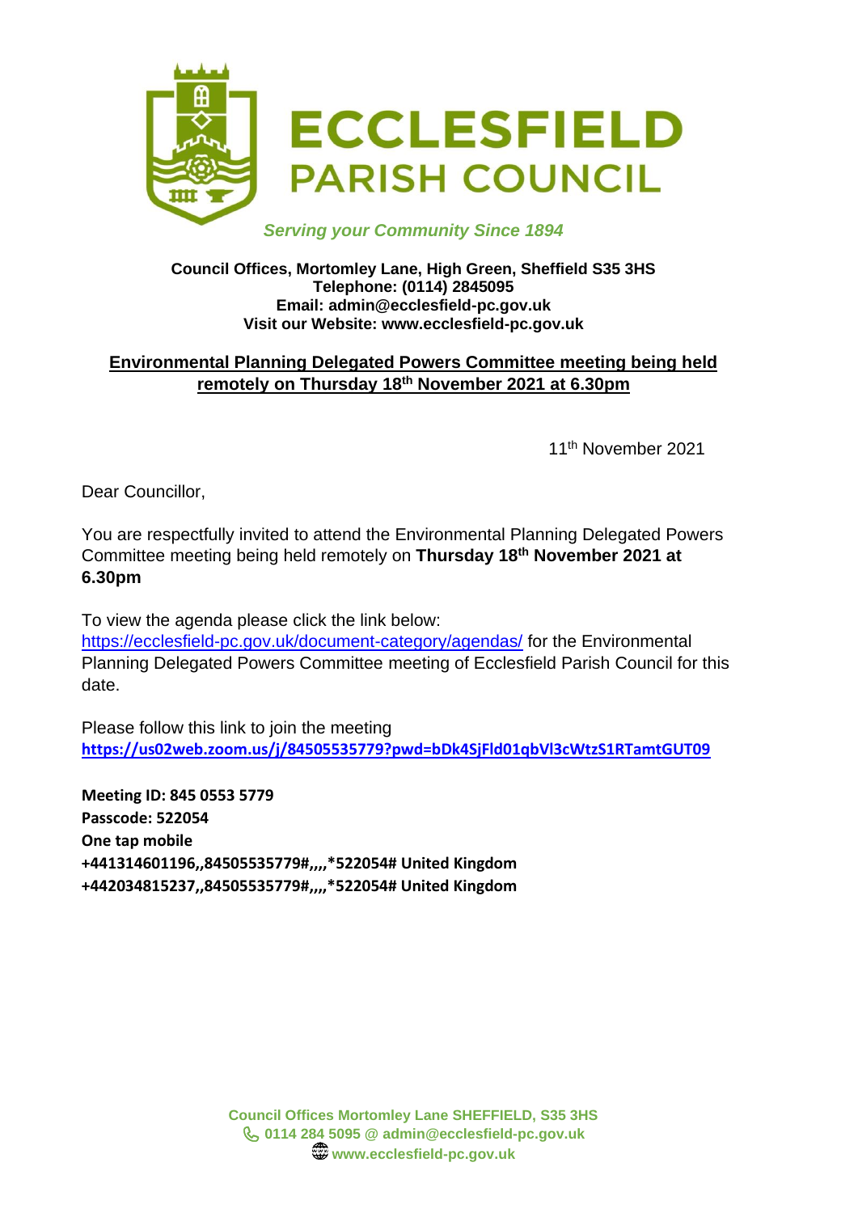# ECCLESFIELD PARISH COUNCIL

*Serving your Community Since 1894*

**Council Offices, Mortomley Lane, High Green, Sheffield S35 3HS**
**Telephone: (0114) 2845095**
**Email: admin@ecclesfield-pc.gov.uk**
**Visit our Website: www.ecclesfield-pc.gov.uk**

## Environmental Planning Delegated Powers Committee meeting being held remotely on Thursday 18th November 2021 at 6.30pm

11th November 2021

Dear Councillor,

You are respectfully invited to attend the Environmental Planning Delegated Powers Committee meeting being held remotely on **Thursday 18th November 2021 at 6.30pm**

To view the agenda please click the link below:
https://ecclesfield-pc.gov.uk/document-category/agendas/ for the Environmental Planning Delegated Powers Committee meeting of Ecclesfield Parish Council for this date.

Please follow this link to join the meeting
**https://us02web.zoom.us/j/84505535779?pwd=bDk4SjFld01qbVl3cWtzS1RTamtGUT09**

**Meeting ID: 845 0553 5779**
**Passcode: 522054**
**One tap mobile**
**+441314601196,,84505535779#,,,,*522054# United Kingdom**
**+442034815237,,84505535779#,,,,*522054# United Kingdom**

Council Offices Mortomley Lane SHEFFIELD, S35 3HS
0114 284 5095 @ admin@ecclesfield-pc.gov.uk
www.ecclesfield-pc.gov.uk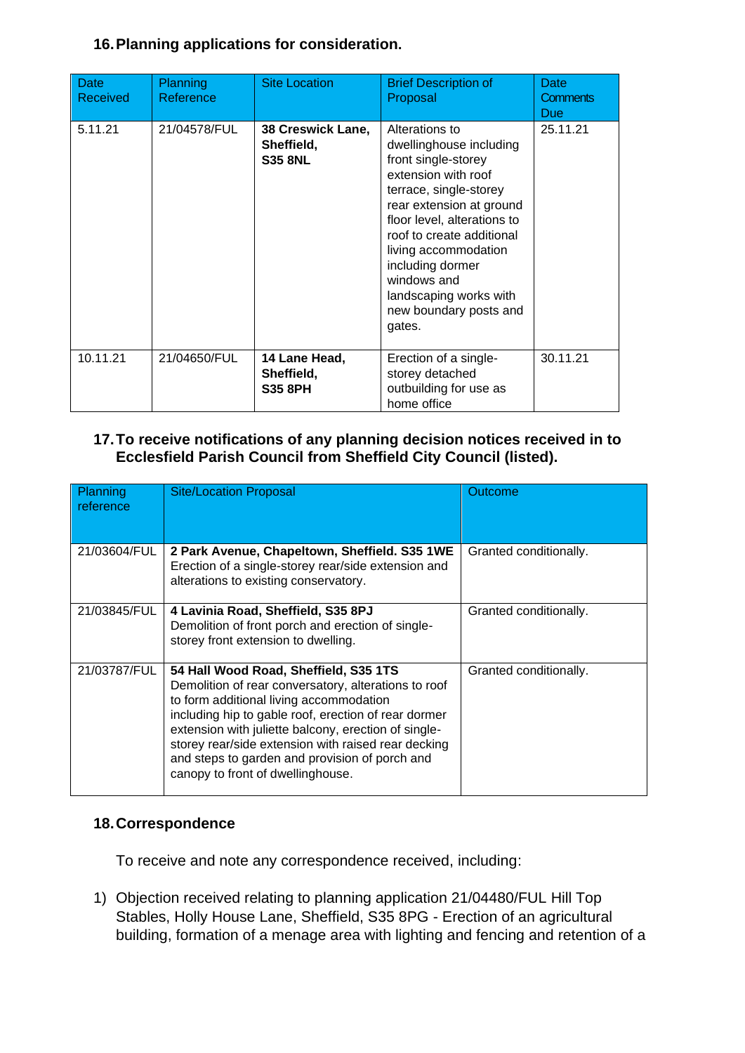## 16. Planning applications for consideration.

| Date Received | Planning Reference | Site Location | Brief Description of Proposal | Date Comments Due |
|---|---|---|---|---|
| 5.11.21 | 21/04578/FUL | **38 Creswick Lane, Sheffield, S35 8NL** | Alterations to dwellinghouse including front single-storey extension with roof terrace, single-storey rear extension at ground floor level, alterations to roof to create additional living accommodation including dormer windows and landscaping works with new boundary posts and gates. | 25.11.21 |
| 10.11.21 | 21/04650/FUL | **14 Lane Head, Sheffield, S35 8PH** | Erection of a single-storey detached outbuilding for use as home office | 30.11.21 |

## 17. To receive notifications of any planning decision notices received in to Ecclesfield Parish Council from Sheffield City Council (listed).

| Planning reference | Site/Location Proposal | Outcome |
|---|---|---|
| 21/03604/FUL | **2 Park Avenue, Chapeltown, Sheffield. S35 1WE** Erection of a single-storey rear/side extension and alterations to existing conservatory. | Granted conditionally. |
| 21/03845/FUL | **4 Lavinia Road, Sheffield, S35 8PJ** Demolition of front porch and erection of single-storey front extension to dwelling. | Granted conditionally. |
| 21/03787/FUL | **54 Hall Wood Road, Sheffield, S35 1TS** Demolition of rear conversatory, alterations to roof to form additional living accommodation including hip to gable roof, erection of rear dormer extension with juliette balcony, erection of single-storey rear/side extension with raised rear decking and steps to garden and provision of porch and canopy to front of dwellinghouse. | Granted conditionally. |

## 18. Correspondence

To receive and note any correspondence received, including:

1) Objection received relating to planning application 21/04480/FUL Hill Top Stables, Holly House Lane, Sheffield, S35 8PG - Erection of an agricultural building, formation of a menage area with lighting and fencing and retention of a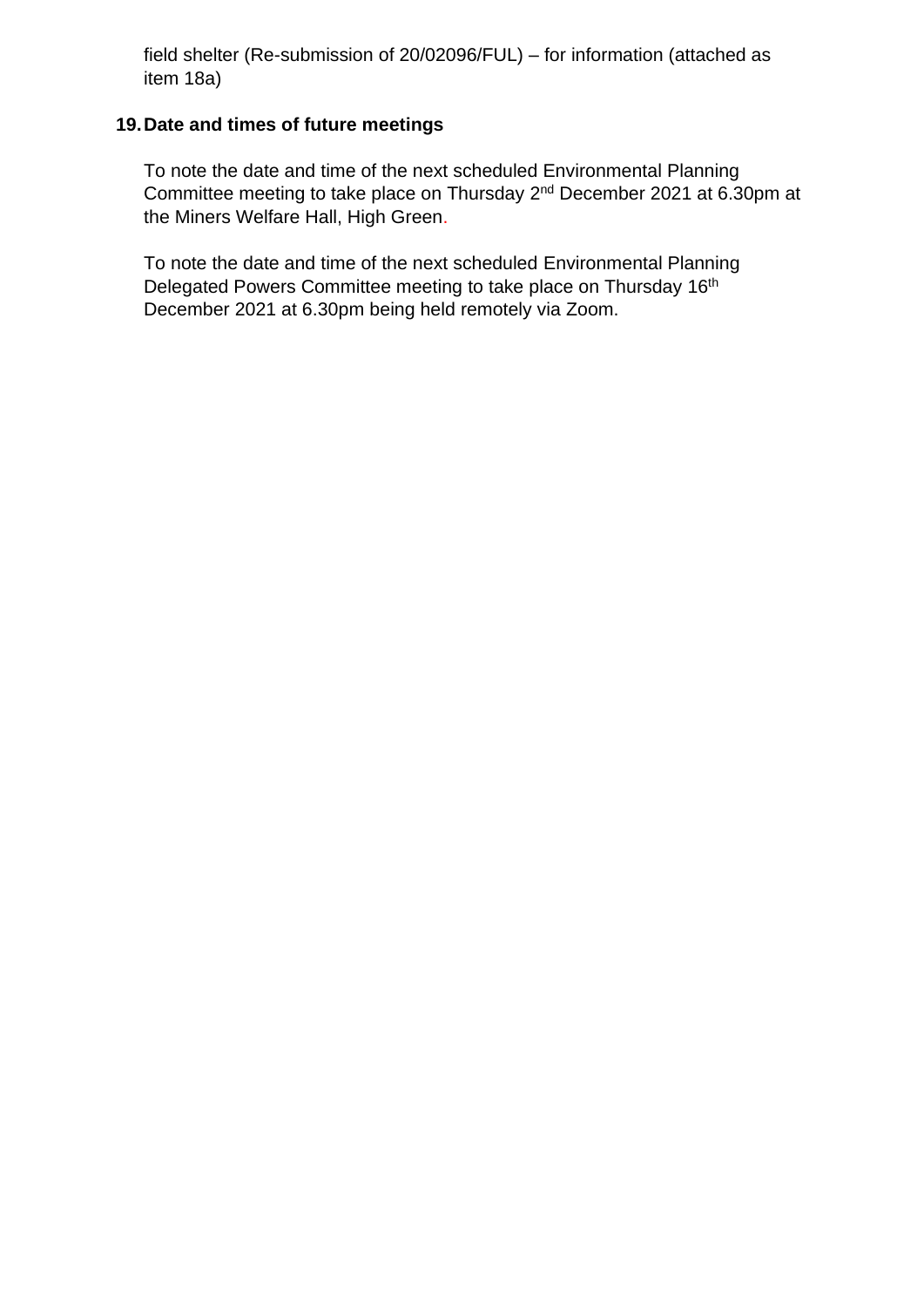field shelter (Re-submission of 20/02096/FUL) – for information (attached as item 18a)

**19. Date and times of future meetings**

To note the date and time of the next scheduled Environmental Planning Committee meeting to take place on Thursday 2nd December 2021 at 6.30pm at the Miners Welfare Hall, High Green.

To note the date and time of the next scheduled Environmental Planning Delegated Powers Committee meeting to take place on Thursday 16th December 2021 at 6.30pm being held remotely via Zoom.